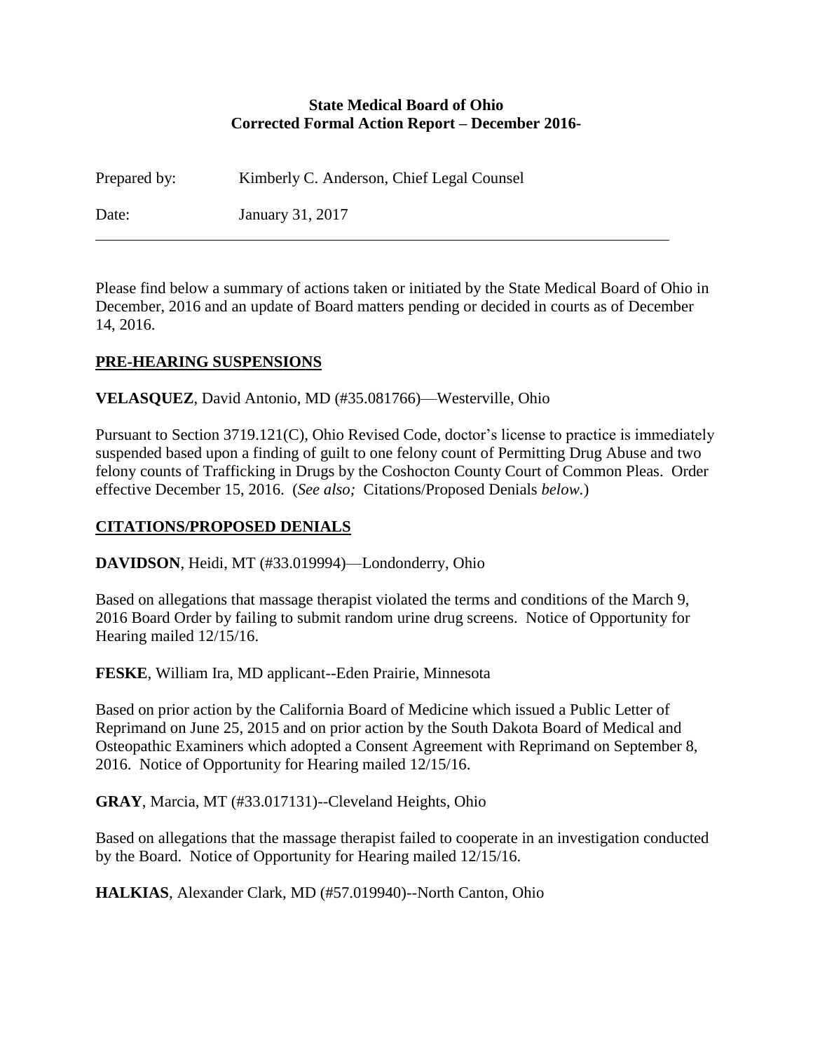**State Medical Board of Ohio**
**Corrected Formal Action Report – December 2016-**

Prepared by: Kimberly C. Anderson, Chief Legal Counsel

Date: January 31, 2017

---

Please find below a summary of actions taken or initiated by the State Medical Board of Ohio in December, 2016 and an update of Board matters pending or decided in courts as of December 14, 2016.

## PRE-HEARING SUSPENSIONS

**VELASQUEZ**, David Antonio, MD (#35.081766)—Westerville, Ohio

Pursuant to Section 3719.121(C), Ohio Revised Code, doctor's license to practice is immediately suspended based upon a finding of guilt to one felony count of Permitting Drug Abuse and two felony counts of Trafficking in Drugs by the Coshocton County Court of Common Pleas. Order effective December 15, 2016. (*See also;* Citations/Proposed Denials *below.*)

## CITATIONS/PROPOSED DENIALS

**DAVIDSON**, Heidi, MT (#33.019994)—Londonderry, Ohio

Based on allegations that massage therapist violated the terms and conditions of the March 9, 2016 Board Order by failing to submit random urine drug screens. Notice of Opportunity for Hearing mailed 12/15/16.

**FESKE**, William Ira, MD applicant--Eden Prairie, Minnesota

Based on prior action by the California Board of Medicine which issued a Public Letter of Reprimand on June 25, 2015 and on prior action by the South Dakota Board of Medical and Osteopathic Examiners which adopted a Consent Agreement with Reprimand on September 8, 2016. Notice of Opportunity for Hearing mailed 12/15/16.

**GRAY**, Marcia, MT (#33.017131)--Cleveland Heights, Ohio

Based on allegations that the massage therapist failed to cooperate in an investigation conducted by the Board. Notice of Opportunity for Hearing mailed 12/15/16.

**HALKIAS**, Alexander Clark, MD (#57.019940)--North Canton, Ohio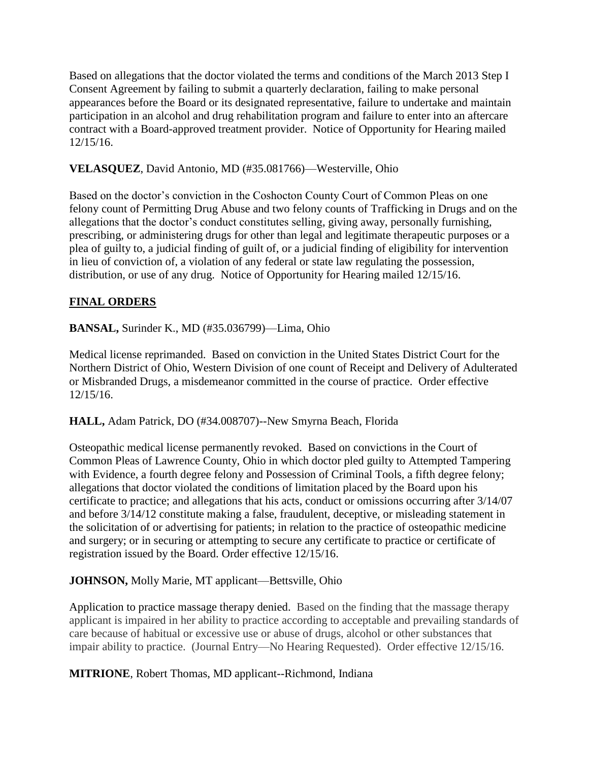Based on allegations that the doctor violated the terms and conditions of the March 2013 Step I Consent Agreement by failing to submit a quarterly declaration, failing to make personal appearances before the Board or its designated representative, failure to undertake and maintain participation in an alcohol and drug rehabilitation program and failure to enter into an aftercare contract with a Board-approved treatment provider. Notice of Opportunity for Hearing mailed 12/15/16.

**VELASQUEZ**, David Antonio, MD (#35.081766)—Westerville, Ohio

Based on the doctor's conviction in the Coshocton County Court of Common Pleas on one felony count of Permitting Drug Abuse and two felony counts of Trafficking in Drugs and on the allegations that the doctor's conduct constitutes selling, giving away, personally furnishing, prescribing, or administering drugs for other than legal and legitimate therapeutic purposes or a plea of guilty to, a judicial finding of guilt of, or a judicial finding of eligibility for intervention in lieu of conviction of, a violation of any federal or state law regulating the possession, distribution, or use of any drug. Notice of Opportunity for Hearing mailed 12/15/16.

## FINAL ORDERS

**BANSAL,** Surinder K., MD (#35.036799)—Lima, Ohio

Medical license reprimanded. Based on conviction in the United States District Court for the Northern District of Ohio, Western Division of one count of Receipt and Delivery of Adulterated or Misbranded Drugs, a misdemeanor committed in the course of practice. Order effective 12/15/16.

**HALL,** Adam Patrick, DO (#34.008707)--New Smyrna Beach, Florida

Osteopathic medical license permanently revoked. Based on convictions in the Court of Common Pleas of Lawrence County, Ohio in which doctor pled guilty to Attempted Tampering with Evidence, a fourth degree felony and Possession of Criminal Tools, a fifth degree felony; allegations that doctor violated the conditions of limitation placed by the Board upon his certificate to practice; and allegations that his acts, conduct or omissions occurring after 3/14/07 and before 3/14/12 constitute making a false, fraudulent, deceptive, or misleading statement in the solicitation of or advertising for patients; in relation to the practice of osteopathic medicine and surgery; or in securing or attempting to secure any certificate to practice or certificate of registration issued by the Board. Order effective 12/15/16.

**JOHNSON,** Molly Marie, MT applicant—Bettsville, Ohio

Application to practice massage therapy denied. Based on the finding that the massage therapy applicant is impaired in her ability to practice according to acceptable and prevailing standards of care because of habitual or excessive use or abuse of drugs, alcohol or other substances that impair ability to practice. (Journal Entry—No Hearing Requested). Order effective 12/15/16.

**MITRIONE**, Robert Thomas, MD applicant--Richmond, Indiana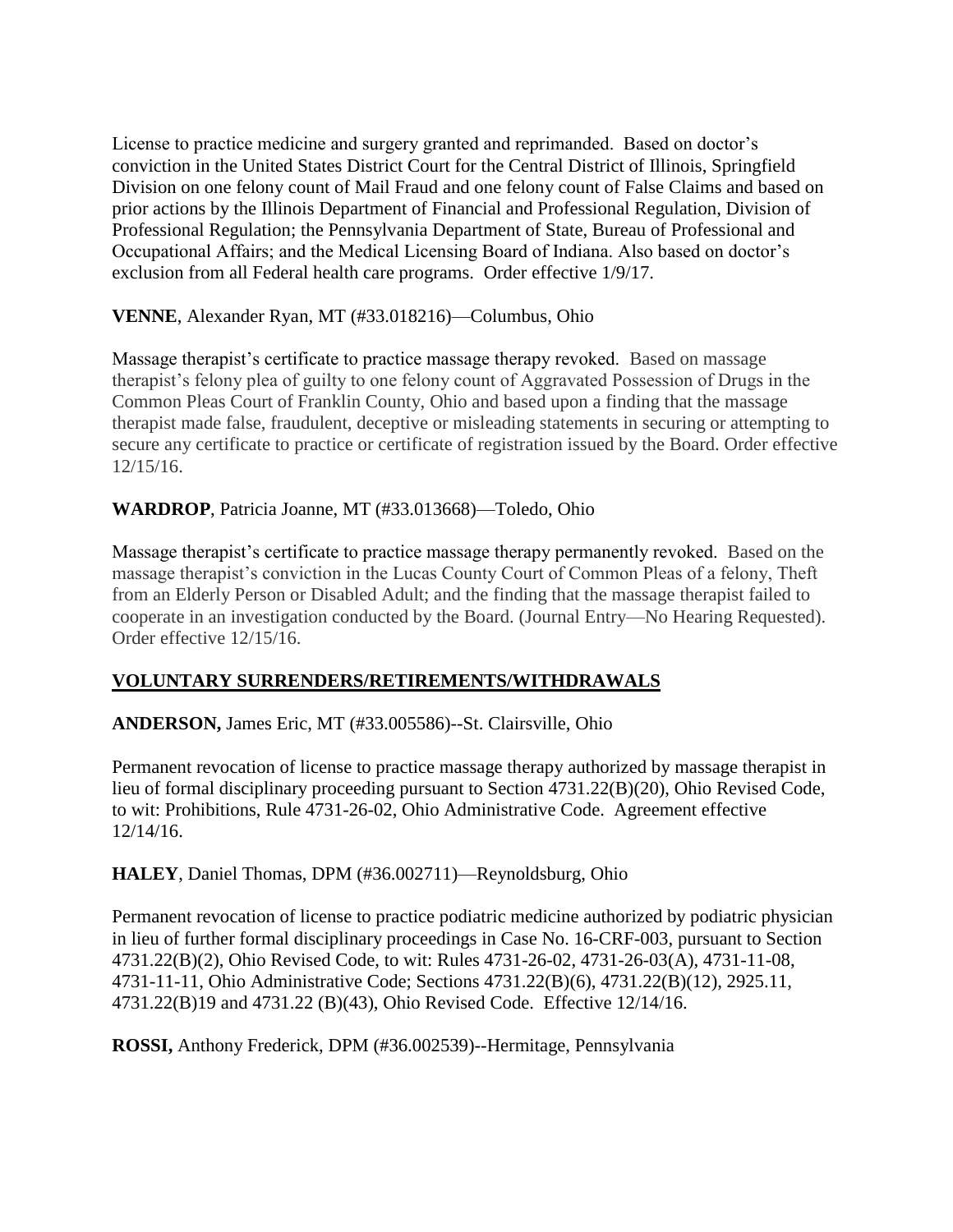License to practice medicine and surgery granted and reprimanded. Based on doctor's conviction in the United States District Court for the Central District of Illinois, Springfield Division on one felony count of Mail Fraud and one felony count of False Claims and based on prior actions by the Illinois Department of Financial and Professional Regulation, Division of Professional Regulation; the Pennsylvania Department of State, Bureau of Professional and Occupational Affairs; and the Medical Licensing Board of Indiana. Also based on doctor's exclusion from all Federal health care programs. Order effective 1/9/17.

**VENNE**, Alexander Ryan, MT (#33.018216)—Columbus, Ohio

Massage therapist's certificate to practice massage therapy revoked. Based on massage therapist's felony plea of guilty to one felony count of Aggravated Possession of Drugs in the Common Pleas Court of Franklin County, Ohio and based upon a finding that the massage therapist made false, fraudulent, deceptive or misleading statements in securing or attempting to secure any certificate to practice or certificate of registration issued by the Board. Order effective 12/15/16.

**WARDROP**, Patricia Joanne, MT (#33.013668)—Toledo, Ohio

Massage therapist's certificate to practice massage therapy permanently revoked. Based on the massage therapist's conviction in the Lucas County Court of Common Pleas of a felony, Theft from an Elderly Person or Disabled Adult; and the finding that the massage therapist failed to cooperate in an investigation conducted by the Board. (Journal Entry—No Hearing Requested). Order effective 12/15/16.

## VOLUNTARY SURRENDERS/RETIREMENTS/WITHDRAWALS

**ANDERSON,** James Eric, MT (#33.005586)--St. Clairsville, Ohio

Permanent revocation of license to practice massage therapy authorized by massage therapist in lieu of formal disciplinary proceeding pursuant to Section 4731.22(B)(20), Ohio Revised Code, to wit: Prohibitions, Rule 4731-26-02, Ohio Administrative Code. Agreement effective 12/14/16.

**HALEY**, Daniel Thomas, DPM (#36.002711)—Reynoldsburg, Ohio

Permanent revocation of license to practice podiatric medicine authorized by podiatric physician in lieu of further formal disciplinary proceedings in Case No. 16-CRF-003, pursuant to Section 4731.22(B)(2), Ohio Revised Code, to wit: Rules 4731-26-02, 4731-26-03(A), 4731-11-08, 4731-11-11, Ohio Administrative Code; Sections 4731.22(B)(6), 4731.22(B)(12), 2925.11, 4731.22(B)19 and 4731.22 (B)(43), Ohio Revised Code. Effective 12/14/16.

**ROSSI,** Anthony Frederick, DPM (#36.002539)--Hermitage, Pennsylvania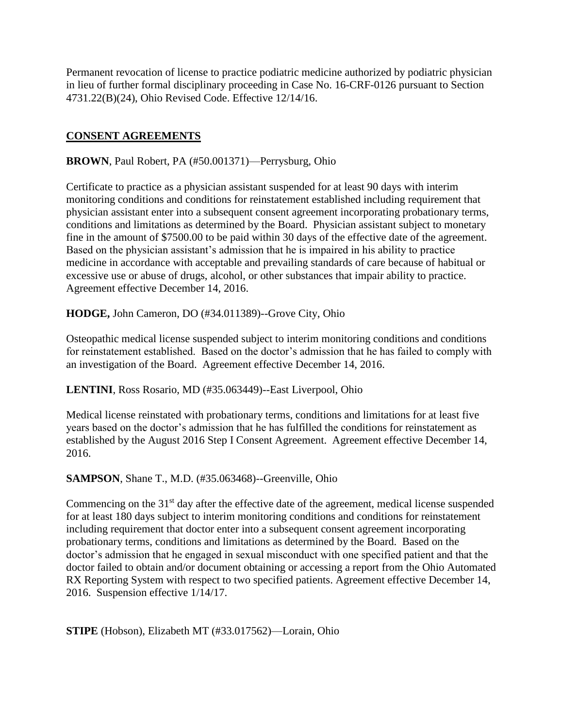Permanent revocation of license to practice podiatric medicine authorized by podiatric physician in lieu of further formal disciplinary proceeding in Case No. 16-CRF-0126 pursuant to Section 4731.22(B)(24), Ohio Revised Code. Effective 12/14/16.

## CONSENT AGREEMENTS

**BROWN**, Paul Robert, PA (#50.001371)—Perrysburg, Ohio

Certificate to practice as a physician assistant suspended for at least 90 days with interim monitoring conditions and conditions for reinstatement established including requirement that physician assistant enter into a subsequent consent agreement incorporating probationary terms, conditions and limitations as determined by the Board. Physician assistant subject to monetary fine in the amount of $7500.00 to be paid within 30 days of the effective date of the agreement. Based on the physician assistant's admission that he is impaired in his ability to practice medicine in accordance with acceptable and prevailing standards of care because of habitual or excessive use or abuse of drugs, alcohol, or other substances that impair ability to practice. Agreement effective December 14, 2016.

**HODGE,** John Cameron, DO (#34.011389)--Grove City, Ohio

Osteopathic medical license suspended subject to interim monitoring conditions and conditions for reinstatement established. Based on the doctor's admission that he has failed to comply with an investigation of the Board. Agreement effective December 14, 2016.

**LENTINI**, Ross Rosario, MD (#35.063449)--East Liverpool, Ohio

Medical license reinstated with probationary terms, conditions and limitations for at least five years based on the doctor's admission that he has fulfilled the conditions for reinstatement as established by the August 2016 Step I Consent Agreement. Agreement effective December 14, 2016.

**SAMPSON**, Shane T., M.D. (#35.063468)--Greenville, Ohio

Commencing on the 31st day after the effective date of the agreement, medical license suspended for at least 180 days subject to interim monitoring conditions and conditions for reinstatement including requirement that doctor enter into a subsequent consent agreement incorporating probationary terms, conditions and limitations as determined by the Board. Based on the doctor's admission that he engaged in sexual misconduct with one specified patient and that the doctor failed to obtain and/or document obtaining or accessing a report from the Ohio Automated RX Reporting System with respect to two specified patients. Agreement effective December 14, 2016. Suspension effective 1/14/17.

**STIPE** (Hobson), Elizabeth MT (#33.017562)—Lorain, Ohio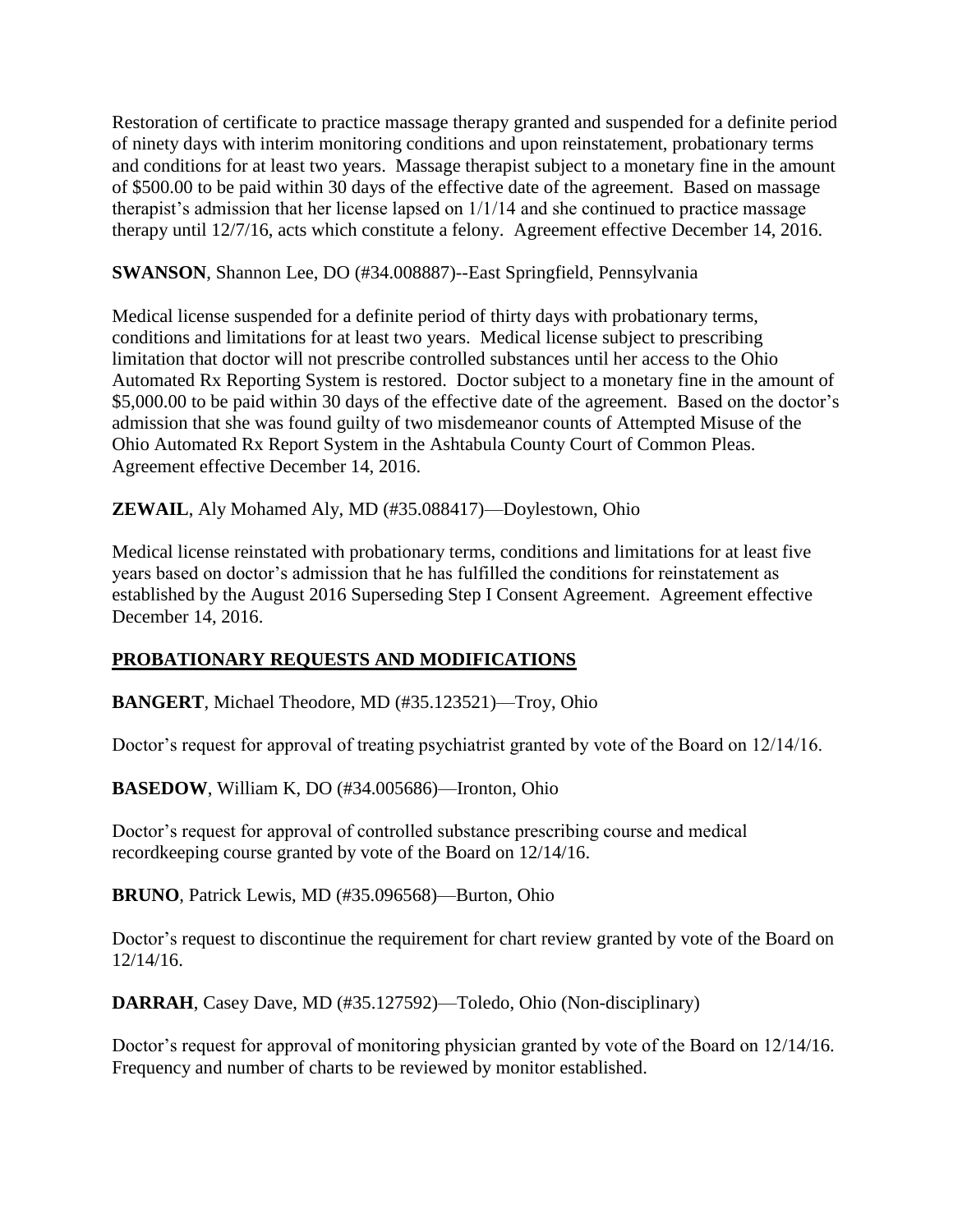Restoration of certificate to practice massage therapy granted and suspended for a definite period of ninety days with interim monitoring conditions and upon reinstatement, probationary terms and conditions for at least two years. Massage therapist subject to a monetary fine in the amount of $500.00 to be paid within 30 days of the effective date of the agreement. Based on massage therapist's admission that her license lapsed on 1/1/14 and she continued to practice massage therapy until 12/7/16, acts which constitute a felony. Agreement effective December 14, 2016.

**SWANSON**, Shannon Lee, DO (#34.008887)--East Springfield, Pennsylvania

Medical license suspended for a definite period of thirty days with probationary terms, conditions and limitations for at least two years. Medical license subject to prescribing limitation that doctor will not prescribe controlled substances until her access to the Ohio Automated Rx Reporting System is restored. Doctor subject to a monetary fine in the amount of $5,000.00 to be paid within 30 days of the effective date of the agreement. Based on the doctor's admission that she was found guilty of two misdemeanor counts of Attempted Misuse of the Ohio Automated Rx Report System in the Ashtabula County Court of Common Pleas. Agreement effective December 14, 2016.

**ZEWAIL**, Aly Mohamed Aly, MD (#35.088417)—Doylestown, Ohio

Medical license reinstated with probationary terms, conditions and limitations for at least five years based on doctor's admission that he has fulfilled the conditions for reinstatement as established by the August 2016 Superseding Step I Consent Agreement. Agreement effective December 14, 2016.

## PROBATIONARY REQUESTS AND MODIFICATIONS

**BANGERT**, Michael Theodore, MD (#35.123521)—Troy, Ohio

Doctor's request for approval of treating psychiatrist granted by vote of the Board on 12/14/16.

**BASEDOW**, William K, DO (#34.005686)—Ironton, Ohio

Doctor's request for approval of controlled substance prescribing course and medical recordkeeping course granted by vote of the Board on 12/14/16.

**BRUNO**, Patrick Lewis, MD (#35.096568)—Burton, Ohio

Doctor's request to discontinue the requirement for chart review granted by vote of the Board on 12/14/16.

**DARRAH**, Casey Dave, MD (#35.127592)—Toledo, Ohio (Non-disciplinary)

Doctor's request for approval of monitoring physician granted by vote of the Board on 12/14/16. Frequency and number of charts to be reviewed by monitor established.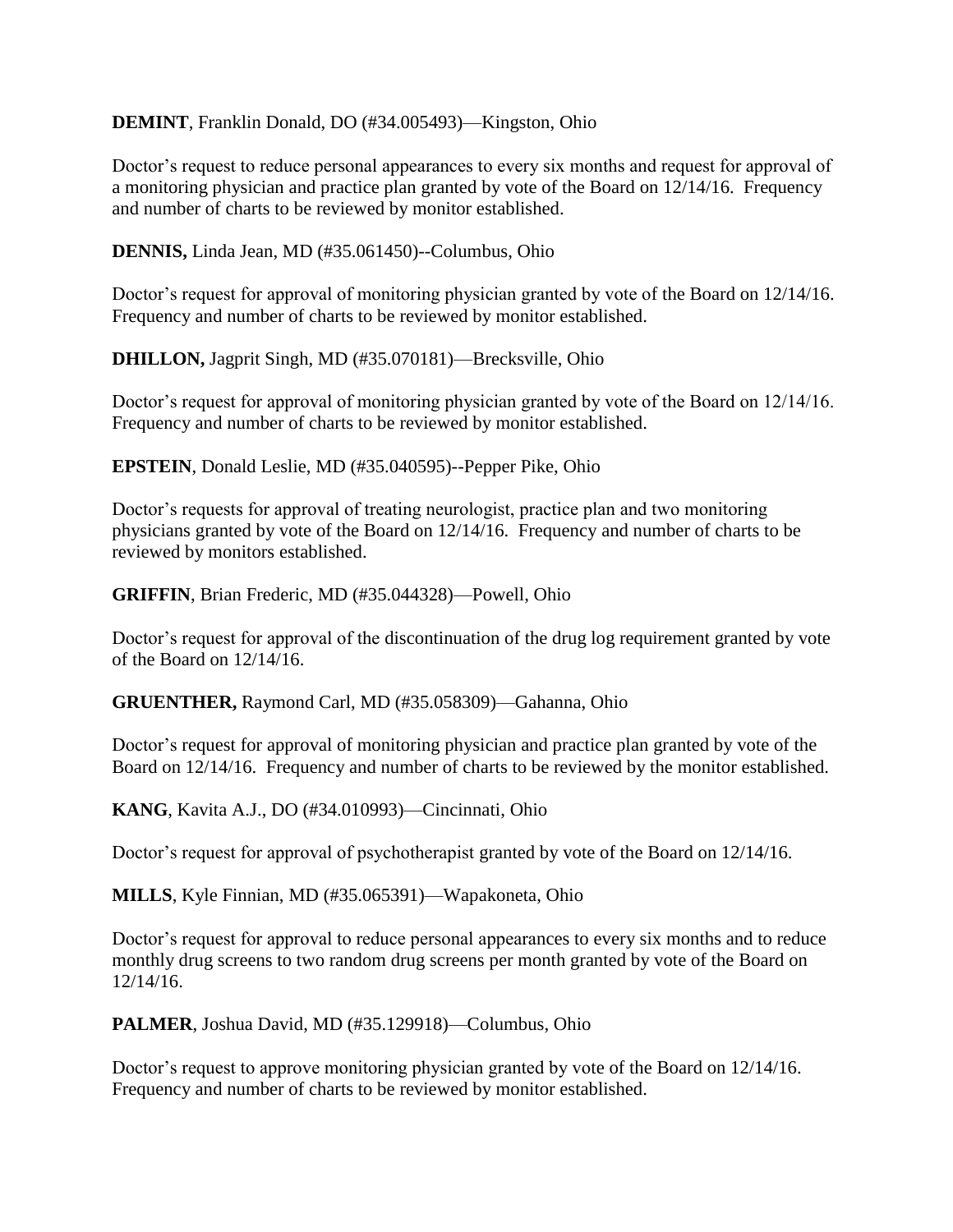**DEMINT**, Franklin Donald, DO (#34.005493)—Kingston, Ohio

Doctor's request to reduce personal appearances to every six months and request for approval of a monitoring physician and practice plan granted by vote of the Board on 12/14/16. Frequency and number of charts to be reviewed by monitor established.

**DENNIS,** Linda Jean, MD (#35.061450)--Columbus, Ohio

Doctor's request for approval of monitoring physician granted by vote of the Board on 12/14/16. Frequency and number of charts to be reviewed by monitor established.

**DHILLON,** Jagprit Singh, MD (#35.070181)—Brecksville, Ohio

Doctor's request for approval of monitoring physician granted by vote of the Board on 12/14/16. Frequency and number of charts to be reviewed by monitor established.

**EPSTEIN**, Donald Leslie, MD (#35.040595)--Pepper Pike, Ohio

Doctor's requests for approval of treating neurologist, practice plan and two monitoring physicians granted by vote of the Board on 12/14/16. Frequency and number of charts to be reviewed by monitors established.

**GRIFFIN**, Brian Frederic, MD (#35.044328)—Powell, Ohio

Doctor's request for approval of the discontinuation of the drug log requirement granted by vote of the Board on 12/14/16.

**GRUENTHER,** Raymond Carl, MD (#35.058309)—Gahanna, Ohio

Doctor's request for approval of monitoring physician and practice plan granted by vote of the Board on 12/14/16. Frequency and number of charts to be reviewed by the monitor established.

**KANG**, Kavita A.J., DO (#34.010993)—Cincinnati, Ohio

Doctor's request for approval of psychotherapist granted by vote of the Board on 12/14/16.

**MILLS**, Kyle Finnian, MD (#35.065391)—Wapakoneta, Ohio

Doctor's request for approval to reduce personal appearances to every six months and to reduce monthly drug screens to two random drug screens per month granted by vote of the Board on 12/14/16.

**PALMER**, Joshua David, MD (#35.129918)—Columbus, Ohio

Doctor's request to approve monitoring physician granted by vote of the Board on 12/14/16. Frequency and number of charts to be reviewed by monitor established.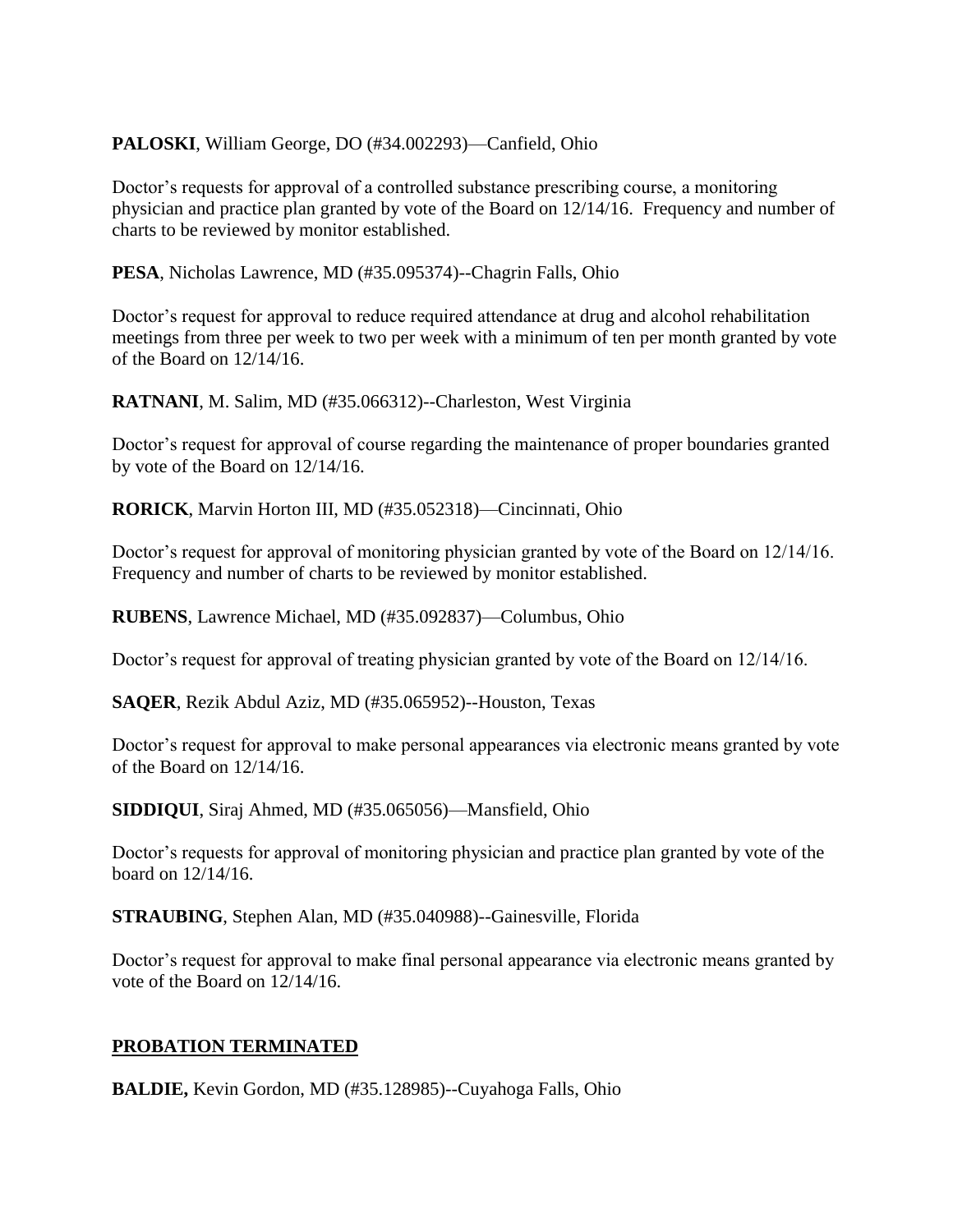**PALOSKI**, William George, DO (#34.002293)—Canfield, Ohio

Doctor's requests for approval of a controlled substance prescribing course, a monitoring physician and practice plan granted by vote of the Board on 12/14/16. Frequency and number of charts to be reviewed by monitor established.

**PESA**, Nicholas Lawrence, MD (#35.095374)--Chagrin Falls, Ohio

Doctor's request for approval to reduce required attendance at drug and alcohol rehabilitation meetings from three per week to two per week with a minimum of ten per month granted by vote of the Board on 12/14/16.

**RATNANI**, M. Salim, MD (#35.066312)--Charleston, West Virginia

Doctor's request for approval of course regarding the maintenance of proper boundaries granted by vote of the Board on 12/14/16.

**RORICK**, Marvin Horton III, MD (#35.052318)—Cincinnati, Ohio

Doctor's request for approval of monitoring physician granted by vote of the Board on 12/14/16. Frequency and number of charts to be reviewed by monitor established.

**RUBENS**, Lawrence Michael, MD (#35.092837)—Columbus, Ohio

Doctor's request for approval of treating physician granted by vote of the Board on 12/14/16.

**SAQER**, Rezik Abdul Aziz, MD (#35.065952)--Houston, Texas

Doctor's request for approval to make personal appearances via electronic means granted by vote of the Board on 12/14/16.

**SIDDIQUI**, Siraj Ahmed, MD (#35.065056)—Mansfield, Ohio

Doctor's requests for approval of monitoring physician and practice plan granted by vote of the board on 12/14/16.

**STRAUBING**, Stephen Alan, MD (#35.040988)--Gainesville, Florida

Doctor's request for approval to make final personal appearance via electronic means granted by vote of the Board on 12/14/16.

## PROBATION TERMINATED

**BALDIE,** Kevin Gordon, MD (#35.128985)--Cuyahoga Falls, Ohio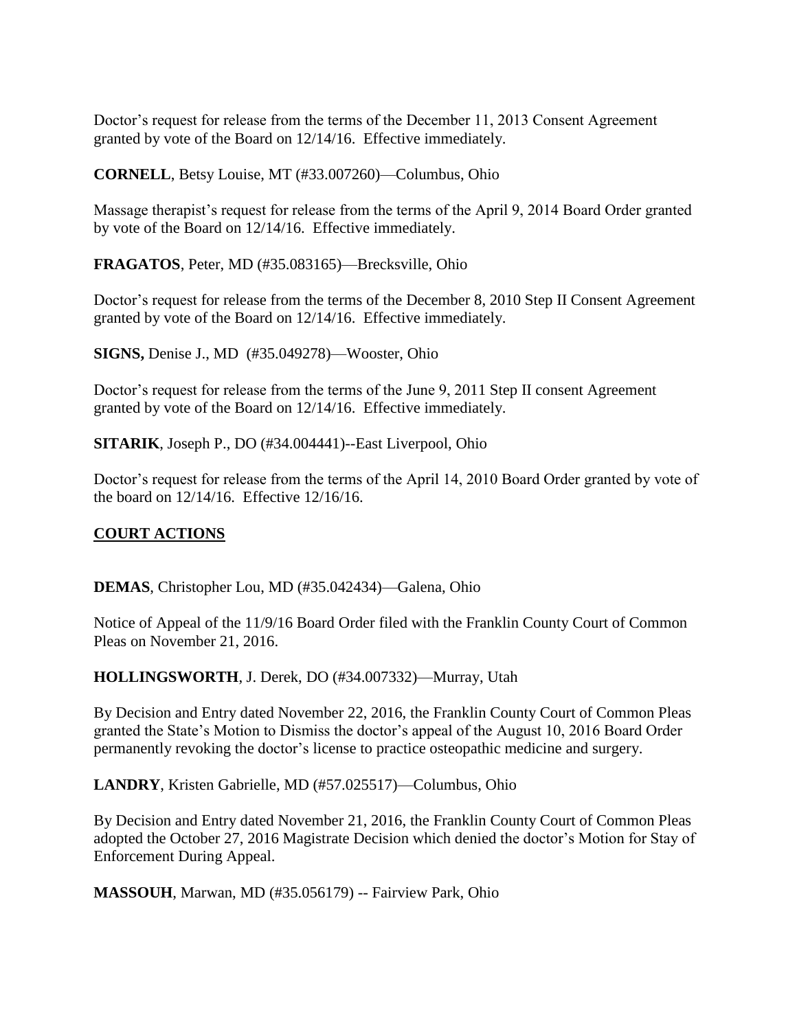Doctor's request for release from the terms of the December 11, 2013 Consent Agreement granted by vote of the Board on 12/14/16. Effective immediately.

**CORNELL**, Betsy Louise, MT (#33.007260)—Columbus, Ohio

Massage therapist's request for release from the terms of the April 9, 2014 Board Order granted by vote of the Board on 12/14/16. Effective immediately.

**FRAGATOS**, Peter, MD (#35.083165)—Brecksville, Ohio

Doctor's request for release from the terms of the December 8, 2010 Step II Consent Agreement granted by vote of the Board on 12/14/16. Effective immediately.

**SIGNS,** Denise J., MD (#35.049278)—Wooster, Ohio

Doctor's request for release from the terms of the June 9, 2011 Step II consent Agreement granted by vote of the Board on 12/14/16. Effective immediately.

**SITARIK**, Joseph P., DO (#34.004441)--East Liverpool, Ohio

Doctor's request for release from the terms of the April 14, 2010 Board Order granted by vote of the board on 12/14/16. Effective 12/16/16.

## COURT ACTIONS

**DEMAS**, Christopher Lou, MD (#35.042434)—Galena, Ohio

Notice of Appeal of the 11/9/16 Board Order filed with the Franklin County Court of Common Pleas on November 21, 2016.

**HOLLINGSWORTH**, J. Derek, DO (#34.007332)—Murray, Utah

By Decision and Entry dated November 22, 2016, the Franklin County Court of Common Pleas granted the State's Motion to Dismiss the doctor's appeal of the August 10, 2016 Board Order permanently revoking the doctor's license to practice osteopathic medicine and surgery.

**LANDRY**, Kristen Gabrielle, MD (#57.025517)—Columbus, Ohio

By Decision and Entry dated November 21, 2016, the Franklin County Court of Common Pleas adopted the October 27, 2016 Magistrate Decision which denied the doctor's Motion for Stay of Enforcement During Appeal.

**MASSOUH**, Marwan, MD (#35.056179) -- Fairview Park, Ohio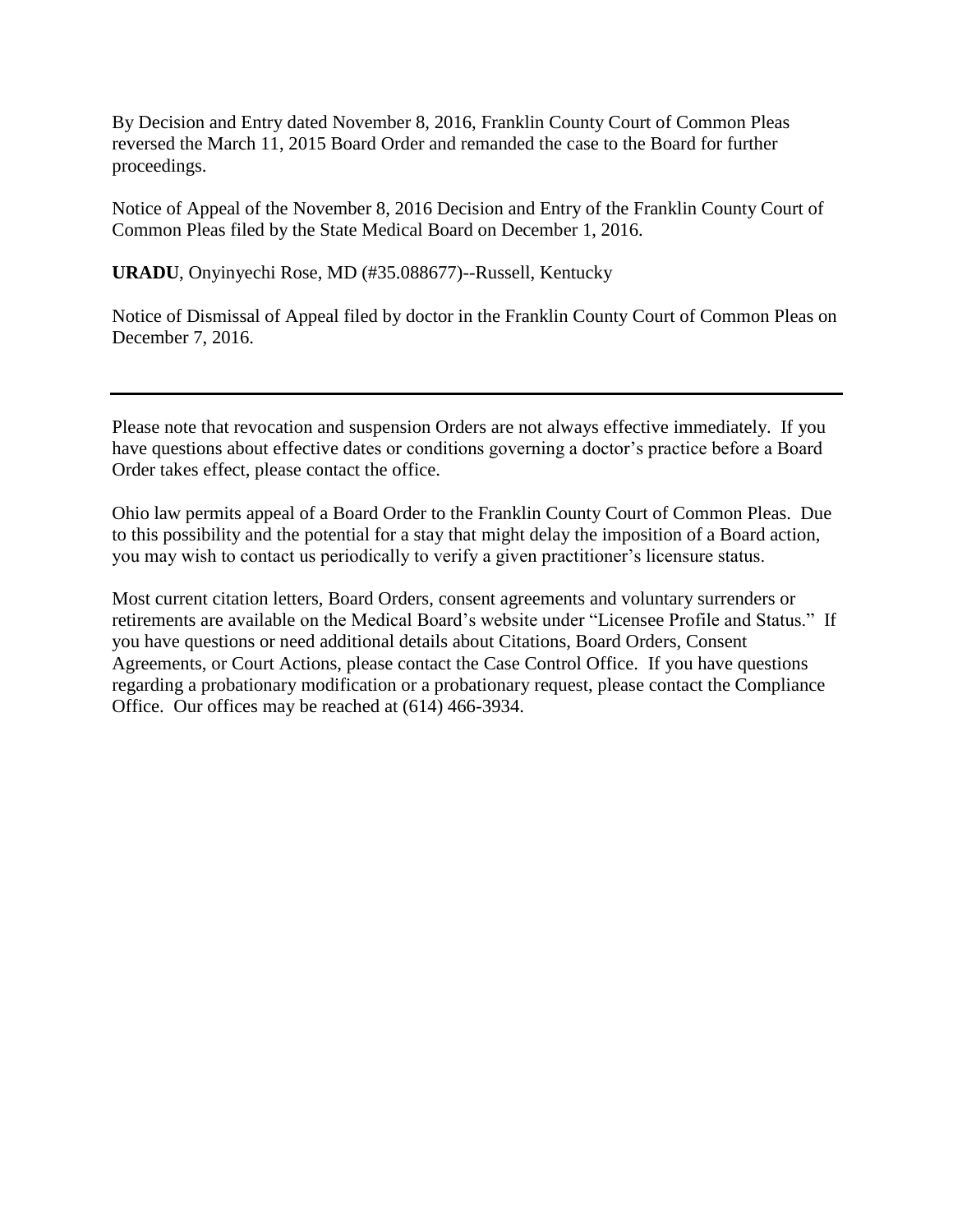By Decision and Entry dated November 8, 2016, Franklin County Court of Common Pleas reversed the March 11, 2015 Board Order and remanded the case to the Board for further proceedings.

Notice of Appeal of the November 8, 2016 Decision and Entry of the Franklin County Court of Common Pleas filed by the State Medical Board on December 1, 2016.

**URADU**, Onyinyechi Rose, MD (#35.088677)--Russell, Kentucky

Notice of Dismissal of Appeal filed by doctor in the Franklin County Court of Common Pleas on December 7, 2016.

---

Please note that revocation and suspension Orders are not always effective immediately. If you have questions about effective dates or conditions governing a doctor's practice before a Board Order takes effect, please contact the office.

Ohio law permits appeal of a Board Order to the Franklin County Court of Common Pleas. Due to this possibility and the potential for a stay that might delay the imposition of a Board action, you may wish to contact us periodically to verify a given practitioner's licensure status.

Most current citation letters, Board Orders, consent agreements and voluntary surrenders or retirements are available on the Medical Board's website under "Licensee Profile and Status." If you have questions or need additional details about Citations, Board Orders, Consent Agreements, or Court Actions, please contact the Case Control Office. If you have questions regarding a probationary modification or a probationary request, please contact the Compliance Office. Our offices may be reached at (614) 466-3934.